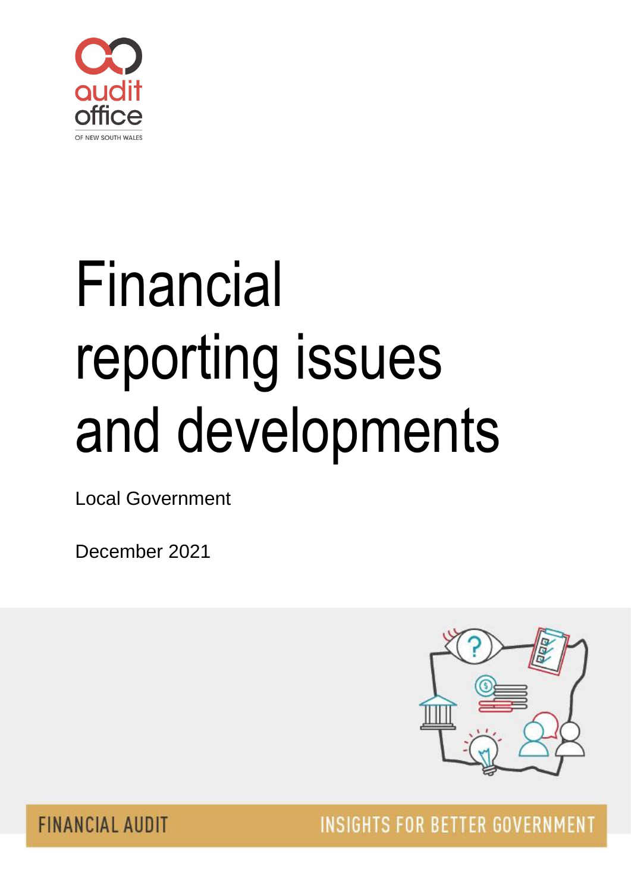audit office

OF NEW SOUTH WALES

# Financial reporting issues and developments

Local Government

December 2021

FINANCIAL AUDIT

INSIGHTS FOR BETTER GOVERNMENT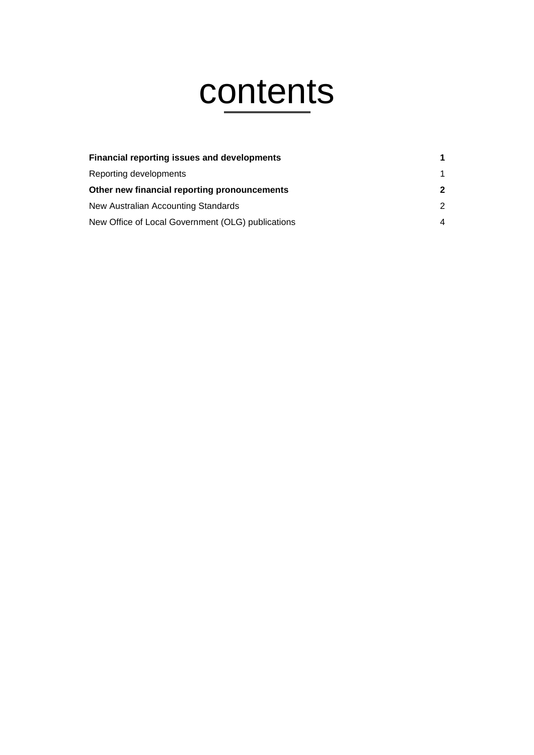# contents

| | |
|---|---|
| **Financial reporting issues and developments** | **1** |
| Reporting developments | 1 |
| **Other new financial reporting pronouncements** | **2** |
| New Australian Accounting Standards | 2 |
| New Office of Local Government (OLG) publications | 4 |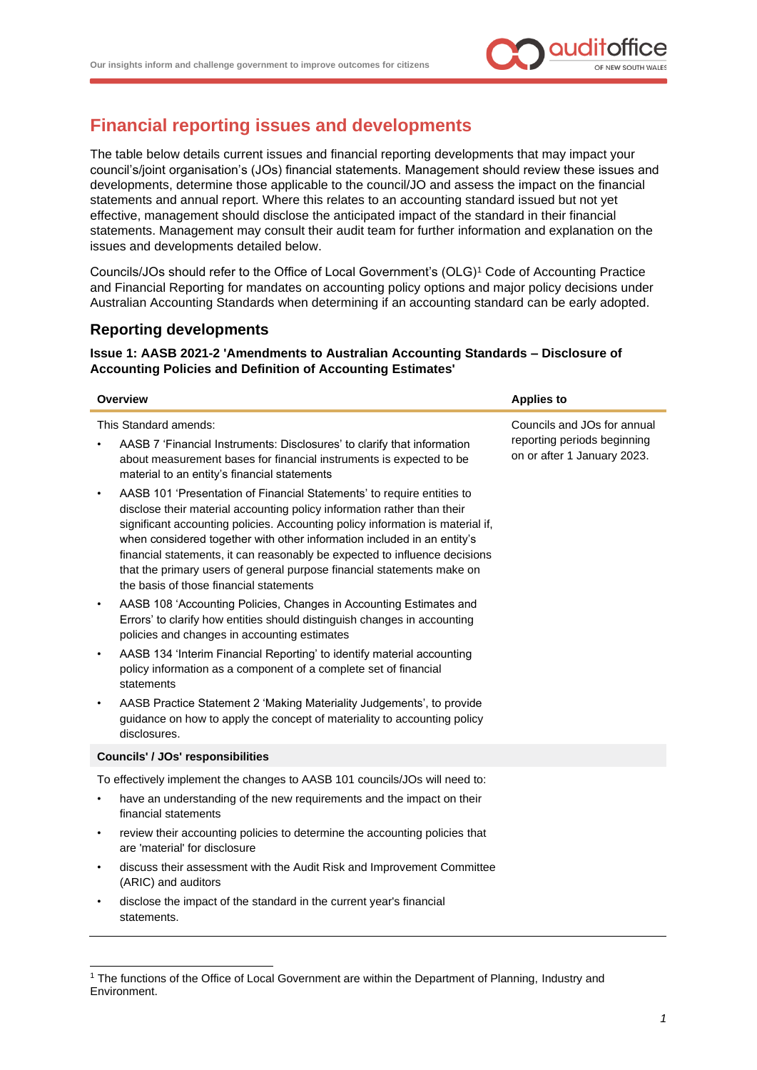# Financial reporting issues and developments

The table below details current issues and financial reporting developments that may impact your council's/joint organisation's (JOs) financial statements. Management should review these issues and developments, determine those applicable to the council/JO and assess the impact on the financial statements and annual report. Where this relates to an accounting standard issued but not yet effective, management should disclose the anticipated impact of the standard in their financial statements. Management may consult their audit team for further information and explanation on the issues and developments detailed below.

Councils/JOs should refer to the Office of Local Government's (OLG)[1] Code of Accounting Practice and Financial Reporting for mandates on accounting policy options and major policy decisions under Australian Accounting Standards when determining if an accounting standard can be early adopted.

## Reporting developments

**Issue 1: AASB 2021-2 'Amendments to Australian Accounting Standards – Disclosure of Accounting Policies and Definition of Accounting Estimates'**

| Overview | Applies to |
|---|---|
| This Standard amends:<br>• AASB 7 'Financial Instruments: Disclosures' to clarify that information about measurement bases for financial instruments is expected to be material to an entity's financial statements<br>• AASB 101 'Presentation of Financial Statements' to require entities to disclose their material accounting policy information rather than their significant accounting policies. Accounting policy information is material if, when considered together with other information included in an entity's financial statements, it can reasonably be expected to influence decisions that the primary users of general purpose financial statements make on the basis of those financial statements<br>• AASB 108 'Accounting Policies, Changes in Accounting Estimates and Errors' to clarify how entities should distinguish changes in accounting policies and changes in accounting estimates<br>• AASB 134 'Interim Financial Reporting' to identify material accounting policy information as a component of a complete set of financial statements<br>• AASB Practice Statement 2 'Making Materiality Judgements', to provide guidance on how to apply the concept of materiality to accounting policy disclosures. | Councils and JOs for annual reporting periods beginning on or after 1 January 2023. |
| **Councils' / JOs' responsibilities** | |
| To effectively implement the changes to AASB 101 councils/JOs will need to:<br>• have an understanding of the new requirements and the impact on their financial statements<br>• review their accounting policies to determine the accounting policies that are 'material' for disclosure<br>• discuss their assessment with the Audit Risk and Improvement Committee (ARIC) and auditors<br>• disclose the impact of the standard in the current year's financial statements. | |

[1] The functions of the Office of Local Government are within the Department of Planning, Industry and Environment.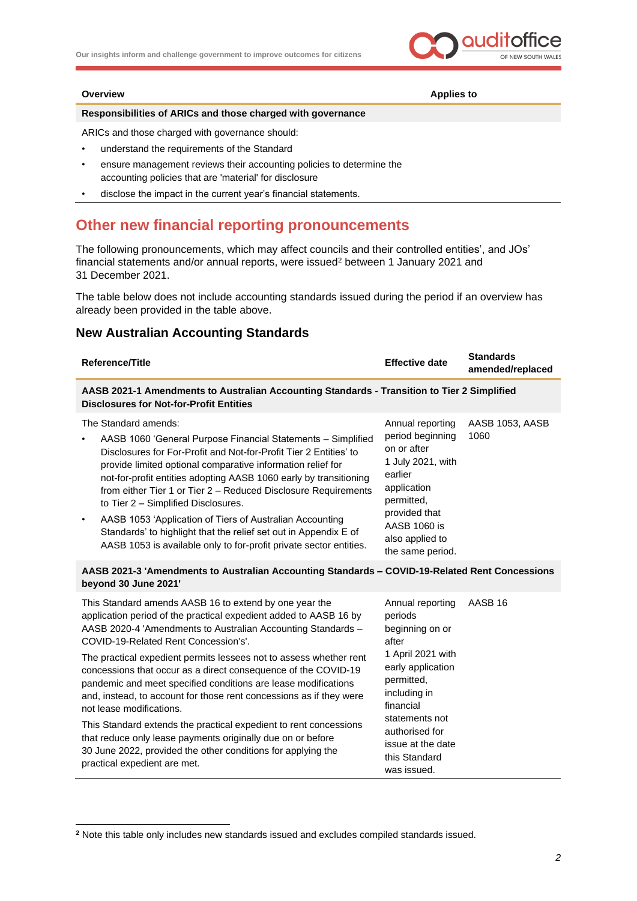| Overview | Applies to |
|---|---|
| **Responsibilities of ARICs and those charged with governance** | |
| ARICs and those charged with governance should:<br>• understand the requirements of the Standard<br>• ensure management reviews their accounting policies to determine the accounting policies that are 'material' for disclosure<br>• disclose the impact in the current year's financial statements. | |

## Other new financial reporting pronouncements

The following pronouncements, which may affect councils and their controlled entities', and JOs' financial statements and/or annual reports, were issued[2] between 1 January 2021 and 31 December 2021.

The table below does not include accounting standards issued during the period if an overview has already been provided in the table above.

### New Australian Accounting Standards

| Reference/Title | Effective date | Standards amended/replaced |
|---|---|---|
| **AASB 2021-1 Amendments to Australian Accounting Standards - Transition to Tier 2 Simplified Disclosures for Not-for-Profit Entities** | | |
| The Standard amends:<br>• AASB 1060 'General Purpose Financial Statements – Simplified Disclosures for For-Profit and Not-for-Profit Tier 2 Entities' to provide limited optional comparative information relief for not-for-profit entities adopting AASB 1060 early by transitioning from either Tier 1 or Tier 2 – Reduced Disclosure Requirements to Tier 2 – Simplified Disclosures.<br>• AASB 1053 'Application of Tiers of Australian Accounting Standards' to highlight that the relief set out in Appendix E of AASB 1053 is available only to for-profit private sector entities. | Annual reporting period beginning on or after 1 July 2021, with earlier application permitted, provided that AASB 1060 is also applied to the same period. | AASB 1053, AASB 1060 |
| **AASB 2021-3 'Amendments to Australian Accounting Standards – COVID-19-Related Rent Concessions beyond 30 June 2021'** | | |
| This Standard amends AASB 16 to extend by one year the application period of the practical expedient added to AASB 16 by AASB 2020-4 'Amendments to Australian Accounting Standards – COVID-19-Related Rent Concession's'.<br>The practical expedient permits lessees not to assess whether rent concessions that occur as a direct consequence of the COVID-19 pandemic and meet specified conditions are lease modifications and, instead, to account for those rent concessions as if they were not lease modifications.<br>This Standard extends the practical expedient to rent concessions that reduce only lease payments originally due on or before 30 June 2022, provided the other conditions for applying the practical expedient are met. | Annual reporting periods beginning on or after 1 April 2021 with early application permitted, including in financial statements not authorised for issue at the date this Standard was issued. | AASB 16 |

[2] Note this table only includes new standards issued and excludes compiled standards issued.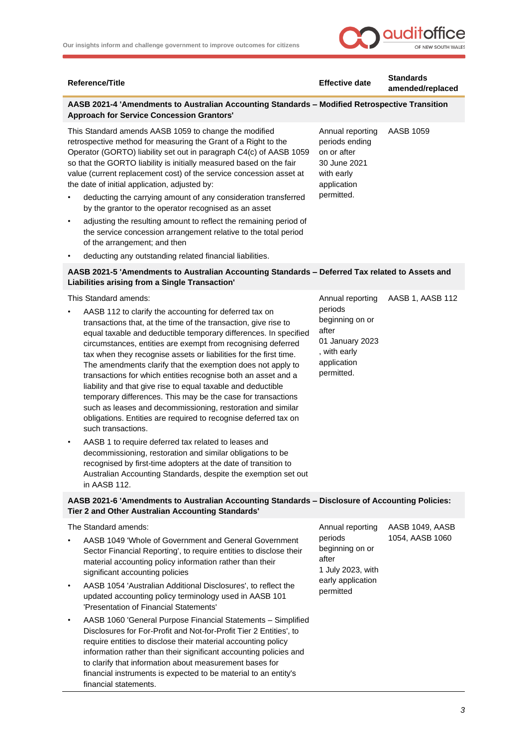| Reference/Title | Effective date | Standards amended/replaced |
|---|---|---|
| **AASB 2021-4 'Amendments to Australian Accounting Standards – Modified Retrospective Transition Approach for Service Concession Grantors'** | | |
| This Standard amends AASB 1059 to change the modified retrospective method for measuring the Grant of a Right to the Operator (GORTO) liability set out in paragraph C4(c) of AASB 1059 so that the GORTO liability is initially measured based on the fair value (current replacement cost) of the service concession asset at the date of initial application, adjusted by:<br>• deducting the carrying amount of any consideration transferred by the grantor to the operator recognised as an asset<br>• adjusting the resulting amount to reflect the remaining period of the service concession arrangement relative to the total period of the arrangement; and then<br>• deducting any outstanding related financial liabilities. | Annual reporting periods ending on or after 30 June 2021 with early application permitted. | AASB 1059 |
| **AASB 2021-5 'Amendments to Australian Accounting Standards – Deferred Tax related to Assets and Liabilities arising from a Single Transaction'** | | |
| This Standard amends:<br>• AASB 112 to clarify the accounting for deferred tax on transactions that, at the time of the transaction, give rise to equal taxable and deductible temporary differences. In specified circumstances, entities are exempt from recognising deferred tax when they recognise assets or liabilities for the first time. The amendments clarify that the exemption does not apply to transactions for which entities recognise both an asset and a liability and that give rise to equal taxable and deductible temporary differences. This may be the case for transactions such as leases and decommissioning, restoration and similar obligations. Entities are required to recognise deferred tax on such transactions.<br>• AASB 1 to require deferred tax related to leases and decommissioning, restoration and similar obligations to be recognised by first-time adopters at the date of transition to Australian Accounting Standards, despite the exemption set out in AASB 112. | Annual reporting periods beginning on or after 01 January 2023 , with early application permitted. | AASB 1, AASB 112 |
| **AASB 2021-6 'Amendments to Australian Accounting Standards – Disclosure of Accounting Policies: Tier 2 and Other Australian Accounting Standards'** | | |
| The Standard amends:<br>• AASB 1049 'Whole of Government and General Government Sector Financial Reporting', to require entities to disclose their material accounting policy information rather than their significant accounting policies<br>• AASB 1054 'Australian Additional Disclosures', to reflect the updated accounting policy terminology used in AASB 101 'Presentation of Financial Statements'<br>• AASB 1060 'General Purpose Financial Statements – Simplified Disclosures for For-Profit and Not-for-Profit Tier 2 Entities', to require entities to disclose their material accounting policy information rather than their significant accounting policies and to clarify that information about measurement bases for financial instruments is expected to be material to an entity's financial statements. | Annual reporting periods beginning on or after 1 July 2023, with early application permitted | AASB 1049, AASB 1054, AASB 1060 |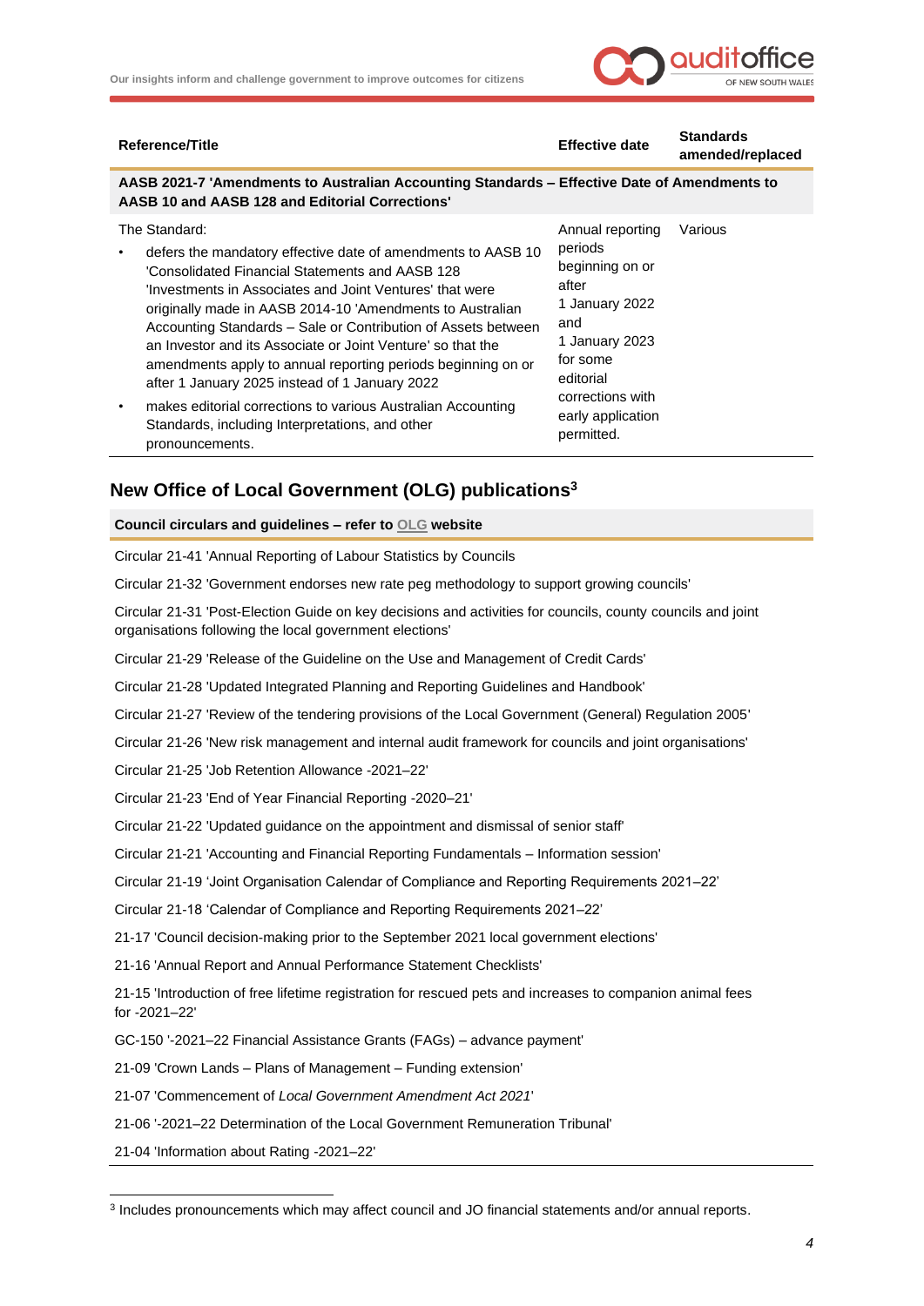| Reference/Title | Effective date | Standards amended/replaced |
|---|---|---|
| **AASB 2021-7 'Amendments to Australian Accounting Standards – Effective Date of Amendments to AASB 10 and AASB 128 and Editorial Corrections'** | | |
| The Standard:<br>• defers the mandatory effective date of amendments to AASB 10 'Consolidated Financial Statements and AASB 128 'Investments in Associates and Joint Ventures' that were originally made in AASB 2014-10 'Amendments to Australian Accounting Standards – Sale or Contribution of Assets between an Investor and its Associate or Joint Venture' so that the amendments apply to annual reporting periods beginning on or after 1 January 2025 instead of 1 January 2022<br>• makes editorial corrections to various Australian Accounting Standards, including Interpretations, and other pronouncements. | Annual reporting periods beginning on or after 1 January 2022 and 1 January 2023 for some editorial corrections with early application permitted. | Various |

## New Office of Local Government (OLG) publications[3]

| Council circulars and guidelines – refer to OLG website |
|---|
| Circular 21-41 'Annual Reporting of Labour Statistics by Councils |
| Circular 21-32 'Government endorses new rate peg methodology to support growing councils' |
| Circular 21-31 'Post-Election Guide on key decisions and activities for councils, county councils and joint organisations following the local government elections' |
| Circular 21-29 'Release of the Guideline on the Use and Management of Credit Cards' |
| Circular 21-28 'Updated Integrated Planning and Reporting Guidelines and Handbook' |
| Circular 21-27 'Review of the tendering provisions of the Local Government (General) Regulation 2005' |
| Circular 21-26 'New risk management and internal audit framework for councils and joint organisations' |
| Circular 21-25 'Job Retention Allowance -2021–22' |
| Circular 21-23 'End of Year Financial Reporting -2020–21' |
| Circular 21-22 'Updated guidance on the appointment and dismissal of senior staff' |
| Circular 21-21 'Accounting and Financial Reporting Fundamentals – Information session' |
| Circular 21-19 'Joint Organisation Calendar of Compliance and Reporting Requirements 2021–22' |
| Circular 21-18 'Calendar of Compliance and Reporting Requirements 2021–22' |
| 21-17 'Council decision-making prior to the September 2021 local government elections' |
| 21-16 'Annual Report and Annual Performance Statement Checklists' |
| 21-15 'Introduction of free lifetime registration for rescued pets and increases to companion animal fees for -2021–22' |
| GC-150 '-2021–22 Financial Assistance Grants (FAGs) – advance payment' |
| 21-09 'Crown Lands – Plans of Management – Funding extension' |
| 21-07 'Commencement of *Local Government Amendment Act 2021*' |
| 21-06 '-2021–22 Determination of the Local Government Remuneration Tribunal' |
| 21-04 'Information about Rating -2021–22' |

[3] Includes pronouncements which may affect council and JO financial statements and/or annual reports.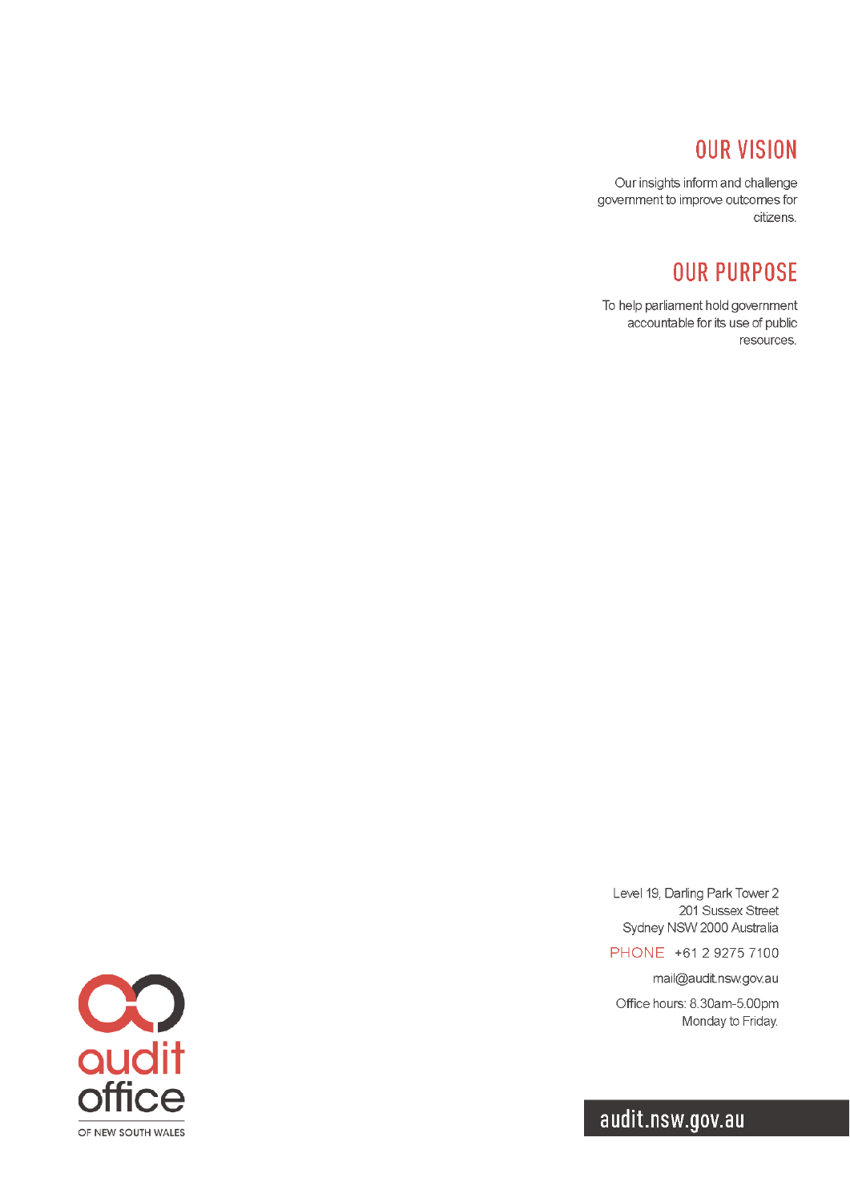## OUR VISION

Our insights inform and challenge government to improve outcomes for citizens.

## OUR PURPOSE

To help parliament hold government accountable for its use of public resources.

Level 19, Darling Park Tower 2
201 Sussex Street
Sydney NSW 2000 Australia

PHONE +61 2 9275 7100

mail@audit.nsw.gov.au

Office hours: 8.30am-5.00pm
Monday to Friday.

audit office
OF NEW SOUTH WALES

audit.nsw.gov.au